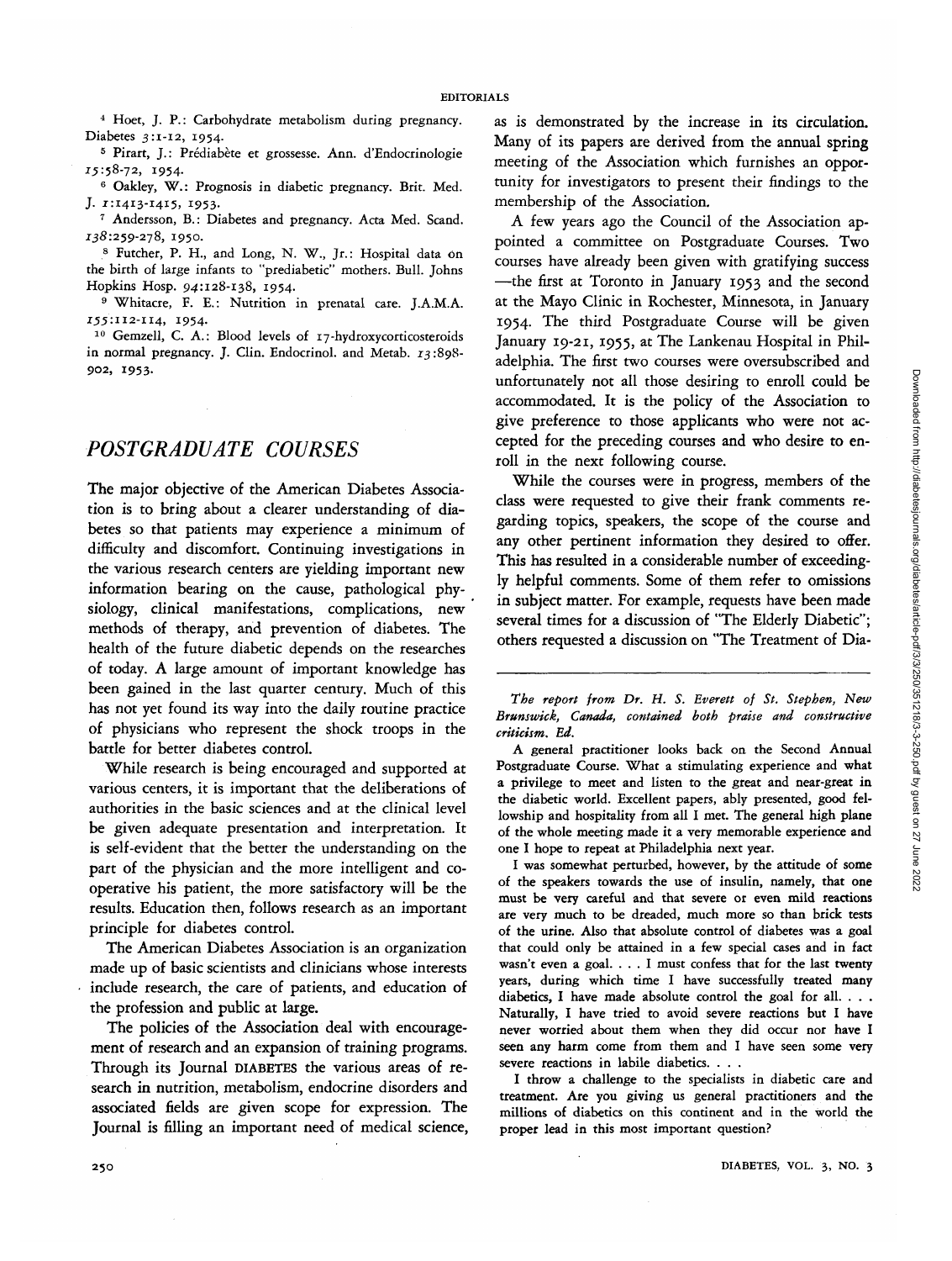[4] Hoet, J. P.: Carbohydrate metabolism during pregnancy. Diabetes 3:1-12, 1954.

[5] Pirart, J.: Prédiabète et grossesse. Ann. d'Endocrinologie 15:58-72, 1954.

[6] Oakley, W.: Prognosis in diabetic pregnancy. Brit. Med. J. 1:1413-1415, 1953.

[7] Andersson, B.: Diabetes and pregnancy. Acta Med. Scand. 138:259-278, 1950.

[8] Futcher, P. H., and Long, N. W., Jr.: Hospital data on the birth of large infants to "prediabetic" mothers. Bull. Johns Hopkins Hosp. 94:128-138, 1954.

[9] Whitacre, F. E.: Nutrition in prenatal care. J.A.M.A. 155:112-114, 1954.

[10] Gemzell, C. A.: Blood levels of 17-hydroxycorticosteroids in normal pregnancy. J. Clin. Endocrinol. and Metab. 13:898-902, 1953.

## POSTGRADUATE COURSES

The major objective of the American Diabetes Association is to bring about a clearer understanding of diabetes so that patients may experience a minimum of difficulty and discomfort. Continuing investigations in the various research centers are yielding important new information bearing on the cause, pathological physiology, clinical manifestations, complications, new methods of therapy, and prevention of diabetes. The health of the future diabetic depends on the researches of today. A large amount of important knowledge has been gained in the last quarter century. Much of this has not yet found its way into the daily routine practice of physicians who represent the shock troops in the battle for better diabetes control.

While research is being encouraged and supported at various centers, it is important that the deliberations of authorities in the basic sciences and at the clinical level be given adequate presentation and interpretation. It is self-evident that the better the understanding on the part of the physician and the more intelligent and cooperative his patient, the more satisfactory will be the results. Education then, follows research as an important principle for diabetes control.

The American Diabetes Association is an organization made up of basic scientists and clinicians whose interests include research, the care of patients, and education of the profession and public at large.

The policies of the Association deal with encouragement of research and an expansion of training programs. Through its Journal DIABETES the various areas of research in nutrition, metabolism, endocrine disorders and associated fields are given scope for expression. The Journal is filling an important need of medical science, as is demonstrated by the increase in its circulation. Many of its papers are derived from the annual spring meeting of the Association which furnishes an opportunity for investigators to present their findings to the membership of the Association.

A few years ago the Council of the Association appointed a committee on Postgraduate Courses. Two courses have already been given with gratifying success —the first at Toronto in January 1953 and the second at the Mayo Clinic in Rochester, Minnesota, in January 1954. The third Postgraduate Course will be given January 19-21, 1955, at The Lankenau Hospital in Philadelphia. The first two courses were oversubscribed and unfortunately not all those desiring to enroll could be accommodated. It is the policy of the Association to give preference to those applicants who were not accepted for the preceding courses and who desire to enroll in the next following course.

While the courses were in progress, members of the class were requested to give their frank comments regarding topics, speakers, the scope of the course and any other pertinent information they desired to offer. This has resulted in a considerable number of exceedingly helpful comments. Some of them refer to omissions in subject matter. For example, requests have been made several times for a discussion of "The Elderly Diabetic"; others requested a discussion on "The Treatment of Dia-

---

*The report from Dr. H. S. Everett of St. Stephen, New Brunswick, Canada, contained both praise and constructive criticism. Ed.*

A general practitioner looks back on the Second Annual Postgraduate Course. What a stimulating experience and what a privilege to meet and listen to the great and near-great in the diabetic world. Excellent papers, ably presented, good fellowship and hospitality from all I met. The general high plane of the whole meeting made it a very memorable experience and one I hope to repeat at Philadelphia next year.

I was somewhat perturbed, however, by the attitude of some of the speakers towards the use of insulin, namely, that one must be very careful and that severe or even mild reactions are very much to be dreaded, much more so than brick tests of the urine. Also that absolute control of diabetes was a goal that could only be attained in a few special cases and in fact wasn't even a goal. . . . I must confess that for the last twenty years, during which time I have successfully treated many diabetics, I have made absolute control the goal for all. . . . Naturally, I have tried to avoid severe reactions but I have never worried about them when they did occur nor have I seen any harm come from them and I have seen some very severe reactions in labile diabetics. . . .

I throw a challenge to the specialists in diabetic care and treatment. Are you giving us general practitioners and the millions of diabetics on this continent and in the world the proper lead in this most important question?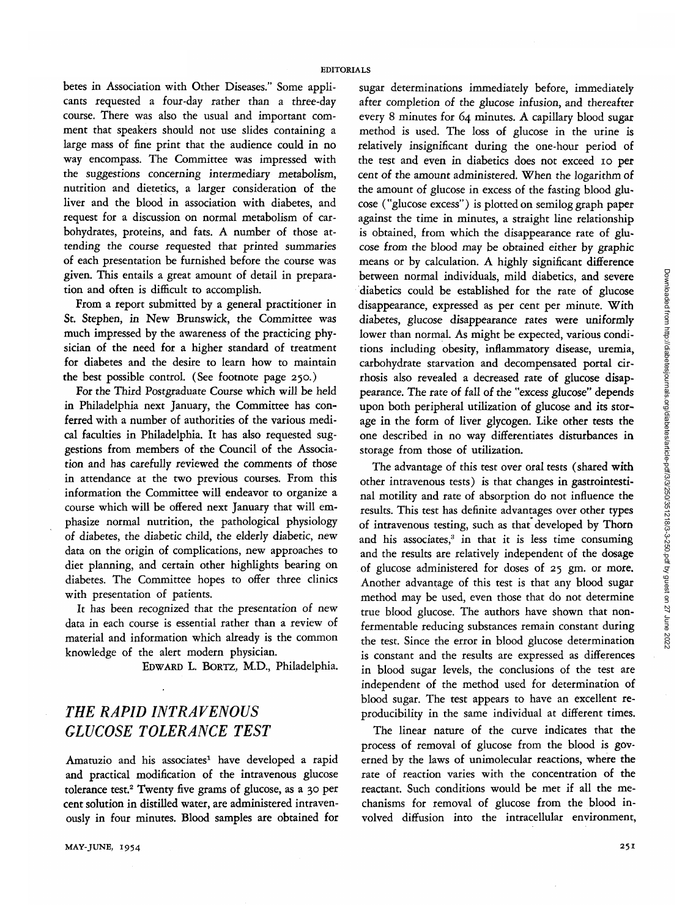betes in Association with Other Diseases." Some applicants requested a four-day rather than a three-day course. There was also the usual and important comment that speakers should not use slides containing a large mass of fine print that the audience could in no way encompass. The Committee was impressed with the suggestions concerning intermediary metabolism, nutrition and dietetics, a larger consideration of the liver and the blood in association with diabetes, and request for a discussion on normal metabolism of carbohydrates, proteins, and fats. A number of those attending the course requested that printed summaries of each presentation be furnished before the course was given. This entails a great amount of detail in preparation and often is difficult to accomplish.

From a report submitted by a general practitioner in St. Stephen, in New Brunswick, the Committee was much impressed by the awareness of the practicing physician of the need for a higher standard of treatment for diabetes and the desire to learn how to maintain the best possible control. (See footnote page 250.)

For the Third Postgraduate Course which will be held in Philadelphia next January, the Committee has conferred with a number of authorities of the various medical faculties in Philadelphia. It has also requested suggestions from members of the Council of the Association and has carefully reviewed the comments of those in attendance at the two previous courses. From this information the Committee will endeavor to organize a course which will be offered next January that will emphasize normal nutrition, the pathological physiology of diabetes, the diabetic child, the elderly diabetic, new data on the origin of complications, new approaches to diet planning, and certain other highlights bearing on diabetes. The Committee hopes to offer three clinics with presentation of patients.

It has been recognized that the presentation of new data in each course is essential rather than a review of material and information which already is the common knowledge of the alert modern physician.

EDWARD L. BORTZ, M.D., Philadelphia.

## *THE RAPID INTRAVENOUS GLUCOSE TOLERANCE TEST*

Amatuzio and his associates[1] have developed a rapid and practical modification of the intravenous glucose tolerance test.[2] Twenty five grams of glucose, as a 30 per cent solution in distilled water, are administered intravenously in four minutes. Blood samples are obtained for sugar determinations immediately before, immediately after completion of the glucose infusion, and thereafter every 8 minutes for 64 minutes. A capillary blood sugar method is used. The loss of glucose in the urine is relatively insignificant during the one-hour period of the test and even in diabetics does not exceed 10 per cent of the amount administered. When the logarithm of the amount of glucose in excess of the fasting blood glucose ("glucose excess") is plotted on semilog graph paper against the time in minutes, a straight line relationship is obtained, from which the disappearance rate of glucose from the blood may be obtained either by graphic means or by calculation. A highly significant difference between normal individuals, mild diabetics, and severe diabetics could be established for the rate of glucose disappearance, expressed as per cent per minute. With diabetes, glucose disappearance rates were uniformly lower than normal. As might be expected, various conditions including obesity, inflammatory disease, uremia, carbohydrate starvation and decompensated portal cirrhosis also revealed a decreased rate of glucose disappearance. The rate of fall of the "excess glucose" depends upon both peripheral utilization of glucose and its storage in the form of liver glycogen. Like other tests the one described in no way differentiates disturbances in storage from those of utilization.

The advantage of this test over oral tests (shared with other intravenous tests) is that changes in gastrointestinal motility and rate of absorption do not influence the results. This test has definite advantages over other types of intravenous testing, such as that developed by Thorn and his associates,[3] in that it is less time consuming and the results are relatively independent of the dosage of glucose administered for doses of 25 gm. or more. Another advantage of this test is that any blood sugar method may be used, even those that do not determine true blood glucose. The authors have shown that nonfermentable reducing substances remain constant during the test. Since the error in blood glucose determination is constant and the results are expressed as differences in blood sugar levels, the conclusions of the test are independent of the method used for determination of blood sugar. The test appears to have an excellent reproducibility in the same individual at different times.

The linear nature of the curve indicates that the process of removal of glucose from the blood is governed by the laws of unimolecular reactions, where the rate of reaction varies with the concentration of the reactant. Such conditions would be met if all the mechanisms for removal of glucose from the blood involved diffusion into the intracellular environment,